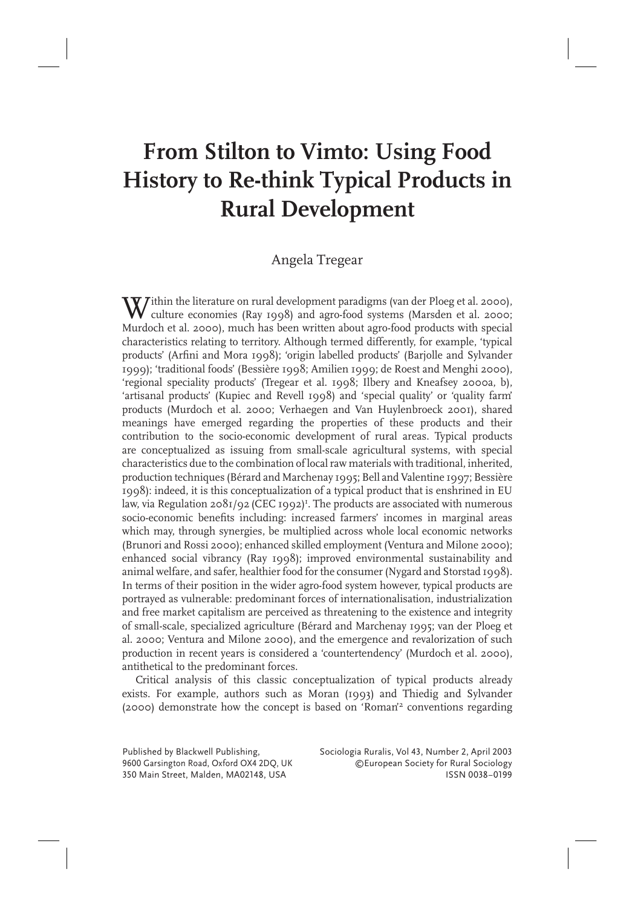# From Stilton to Vimto: Using Food History to Re-think Typical Products in Rural Development

Angela Tregear

Within the literature on rural development paradigms (van der Ploeg et al. 2000), culture economies (Ray 1998) and agro-food systems (Marsden et al. 2000; Murdoch et al. 2000), much has been written about agro-food products with special characteristics relating to territory. Although termed differently, for example, 'typical products' (Arfini and Mora 1998); 'origin labelled products' (Barjolle and Sylvander 1999); 'traditional foods' (Bessière 1998; Amilien 1999; de Roest and Menghi 2000), 'regional speciality products' (Tregear et al. 1998; Ilbery and Kneafsey 2000a, b), 'artisanal products' (Kupiec and Revell 1998) and 'special quality' or 'quality farm' products (Murdoch et al. 2000; Verhaegen and Van Huylenbroeck 2001), shared meanings have emerged regarding the properties of these products and their contribution to the socio-economic development of rural areas. Typical products are conceptualized as issuing from small-scale agricultural systems, with special characteristics due to the combination of local raw materials with traditional, inherited, production techniques (Bérard and Marchenay 1995; Bell and Valentine 1997; Bessière 1998): indeed, it is this conceptualization of a typical product that is enshrined in EU law, via Regulation 2081/92 (CEC 1992)[1]. The products are associated with numerous socio-economic benefits including: increased farmers' incomes in marginal areas which may, through synergies, be multiplied across whole local economic networks (Brunori and Rossi 2000); enhanced skilled employment (Ventura and Milone 2000); enhanced social vibrancy (Ray 1998); improved environmental sustainability and animal welfare, and safer, healthier food for the consumer (Nygard and Storstad 1998). In terms of their position in the wider agro-food system however, typical products are portrayed as vulnerable: predominant forces of internationalisation, industrialization and free market capitalism are perceived as threatening to the existence and integrity of small-scale, specialized agriculture (Bérard and Marchenay 1995; van der Ploeg et al. 2000; Ventura and Milone 2000), and the emergence and revalorization of such production in recent years is considered a 'countertendency' (Murdoch et al. 2000), antithetical to the predominant forces.

Critical analysis of this classic conceptualization of typical products already exists. For example, authors such as Moran (1993) and Thiedig and Sylvander (2000) demonstrate how the concept is based on 'Roman'[2] conventions regarding

Published by Blackwell Publishing, 9600 Garsington Road, Oxford OX4 2DQ, UK 350 Main Street, Malden, MA02148, USA

Sociologia Ruralis, Vol 43, Number 2, April 2003 ©European Society for Rural Sociology ISSN 0038–0199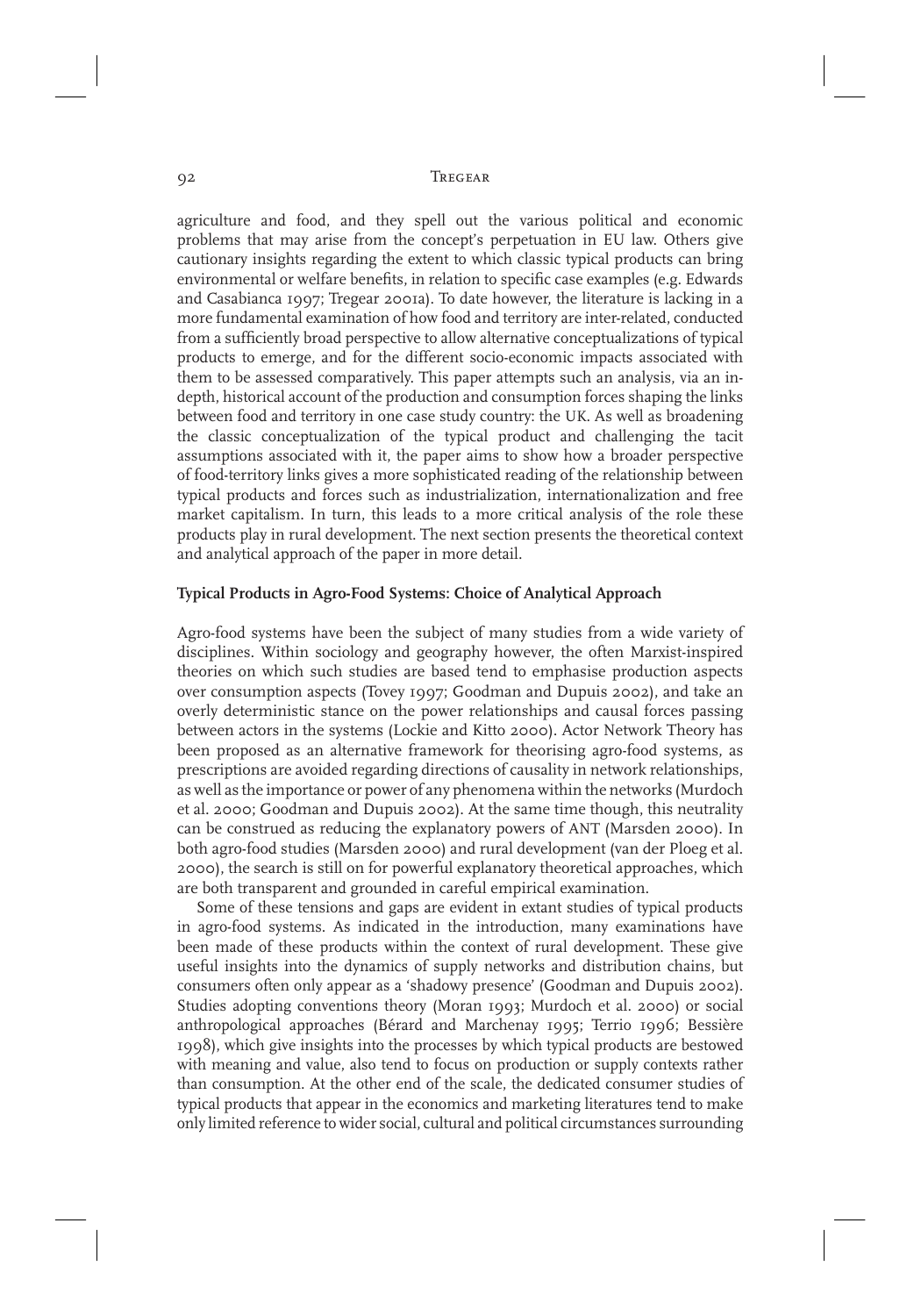agriculture and food, and they spell out the various political and economic problems that may arise from the concept's perpetuation in EU law. Others give cautionary insights regarding the extent to which classic typical products can bring environmental or welfare benefits, in relation to specific case examples (e.g. Edwards and Casabianca 1997; Tregear 2001a). To date however, the literature is lacking in a more fundamental examination of how food and territory are inter-related, conducted from a sufficiently broad perspective to allow alternative conceptualizations of typical products to emerge, and for the different socio-economic impacts associated with them to be assessed comparatively. This paper attempts such an analysis, via an in-depth, historical account of the production and consumption forces shaping the links between food and territory in one case study country: the UK. As well as broadening the classic conceptualization of the typical product and challenging the tacit assumptions associated with it, the paper aims to show how a broader perspective of food-territory links gives a more sophisticated reading of the relationship between typical products and forces such as industrialization, internationalization and free market capitalism. In turn, this leads to a more critical analysis of the role these products play in rural development. The next section presents the theoretical context and analytical approach of the paper in more detail.

## Typical Products in Agro-Food Systems: Choice of Analytical Approach

Agro-food systems have been the subject of many studies from a wide variety of disciplines. Within sociology and geography however, the often Marxist-inspired theories on which such studies are based tend to emphasise production aspects over consumption aspects (Tovey 1997; Goodman and Dupuis 2002), and take an overly deterministic stance on the power relationships and causal forces passing between actors in the systems (Lockie and Kitto 2000). Actor Network Theory has been proposed as an alternative framework for theorising agro-food systems, as prescriptions are avoided regarding directions of causality in network relationships, as well as the importance or power of any phenomena within the networks (Murdoch et al. 2000; Goodman and Dupuis 2002). At the same time though, this neutrality can be construed as reducing the explanatory powers of ANT (Marsden 2000). In both agro-food studies (Marsden 2000) and rural development (van der Ploeg et al. 2000), the search is still on for powerful explanatory theoretical approaches, which are both transparent and grounded in careful empirical examination.

Some of these tensions and gaps are evident in extant studies of typical products in agro-food systems. As indicated in the introduction, many examinations have been made of these products within the context of rural development. These give useful insights into the dynamics of supply networks and distribution chains, but consumers often only appear as a 'shadowy presence' (Goodman and Dupuis 2002). Studies adopting conventions theory (Moran 1993; Murdoch et al. 2000) or social anthropological approaches (Bérard and Marchenay 1995; Terrio 1996; Bessière 1998), which give insights into the processes by which typical products are bestowed with meaning and value, also tend to focus on production or supply contexts rather than consumption. At the other end of the scale, the dedicated consumer studies of typical products that appear in the economics and marketing literatures tend to make only limited reference to wider social, cultural and political circumstances surrounding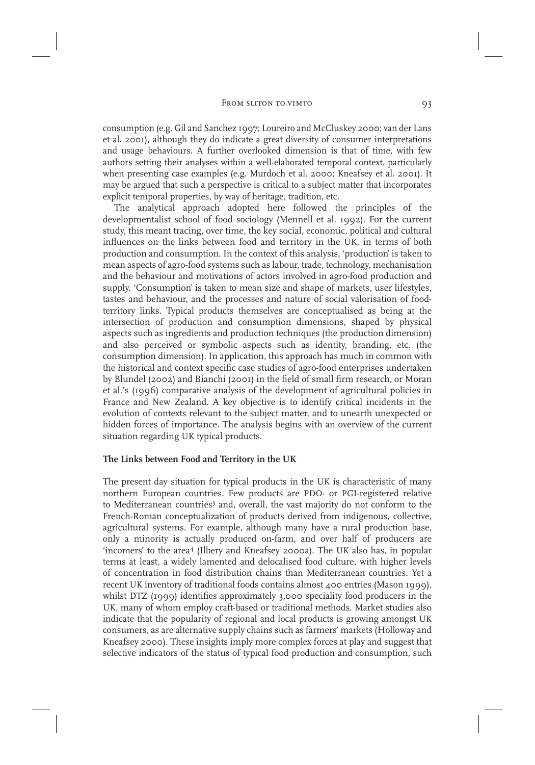consumption (e.g. Gil and Sanchez 1997; Loureiro and McCluskey 2000; van der Lans et al. 2001), although they do indicate a great diversity of consumer interpretations and usage behaviours. A further overlooked dimension is that of time, with few authors setting their analyses within a well-elaborated temporal context, particularly when presenting case examples (e.g. Murdoch et al. 2000; Kneafsey et al. 2001). It may be argued that such a perspective is critical to a subject matter that incorporates explicit temporal properties, by way of heritage, tradition, etc.

The analytical approach adopted here followed the principles of the developmentalist school of food sociology (Mennell et al. 1992). For the current study, this meant tracing, over time, the key social, economic, political and cultural influences on the links between food and territory in the UK, in terms of both production and consumption. In the context of this analysis, 'production' is taken to mean aspects of agro-food systems such as labour, trade, technology, mechanisation and the behaviour and motivations of actors involved in agro-food production and supply. 'Consumption' is taken to mean size and shape of markets, user lifestyles, tastes and behaviour, and the processes and nature of social valorisation of food-territory links. Typical products themselves are conceptualised as being at the intersection of production and consumption dimensions, shaped by physical aspects such as ingredients and production techniques (the production dimension) and also perceived or symbolic aspects such as identity, branding, etc. (the consumption dimension). In application, this approach has much in common with the historical and context specific case studies of agro-food enterprises undertaken by Blundel (2002) and Bianchi (2001) in the field of small firm research, or Moran et al.'s (1996) comparative analysis of the development of agricultural policies in France and New Zealand. A key objective is to identify critical incidents in the evolution of contexts relevant to the subject matter, and to unearth unexpected or hidden forces of importance. The analysis begins with an overview of the current situation regarding UK typical products.

## The Links between Food and Territory in the UK

The present day situation for typical products in the UK is characteristic of many northern European countries. Few products are PDO- or PGI-registered relative to Mediterranean countries[3] and, overall, the vast majority do not conform to the French-Roman conceptualization of products derived from indigenous, collective, agricultural systems. For example, although many have a rural production base, only a minority is actually produced on-farm, and over half of producers are 'incomers' to the area[4] (Ilbery and Kneafsey 2000a). The UK also has, in popular terms at least, a widely lamented and delocalised food culture, with higher levels of concentration in food distribution chains than Mediterranean countries. Yet a recent UK inventory of traditional foods contains almost 400 entries (Mason 1999), whilst DTZ (1999) identifies approximately 3,000 speciality food producers in the UK, many of whom employ craft-based or traditional methods. Market studies also indicate that the popularity of regional and local products is growing amongst UK consumers, as are alternative supply chains such as farmers' markets (Holloway and Kneafsey 2000). These insights imply more complex forces at play and suggest that selective indicators of the status of typical food production and consumption, such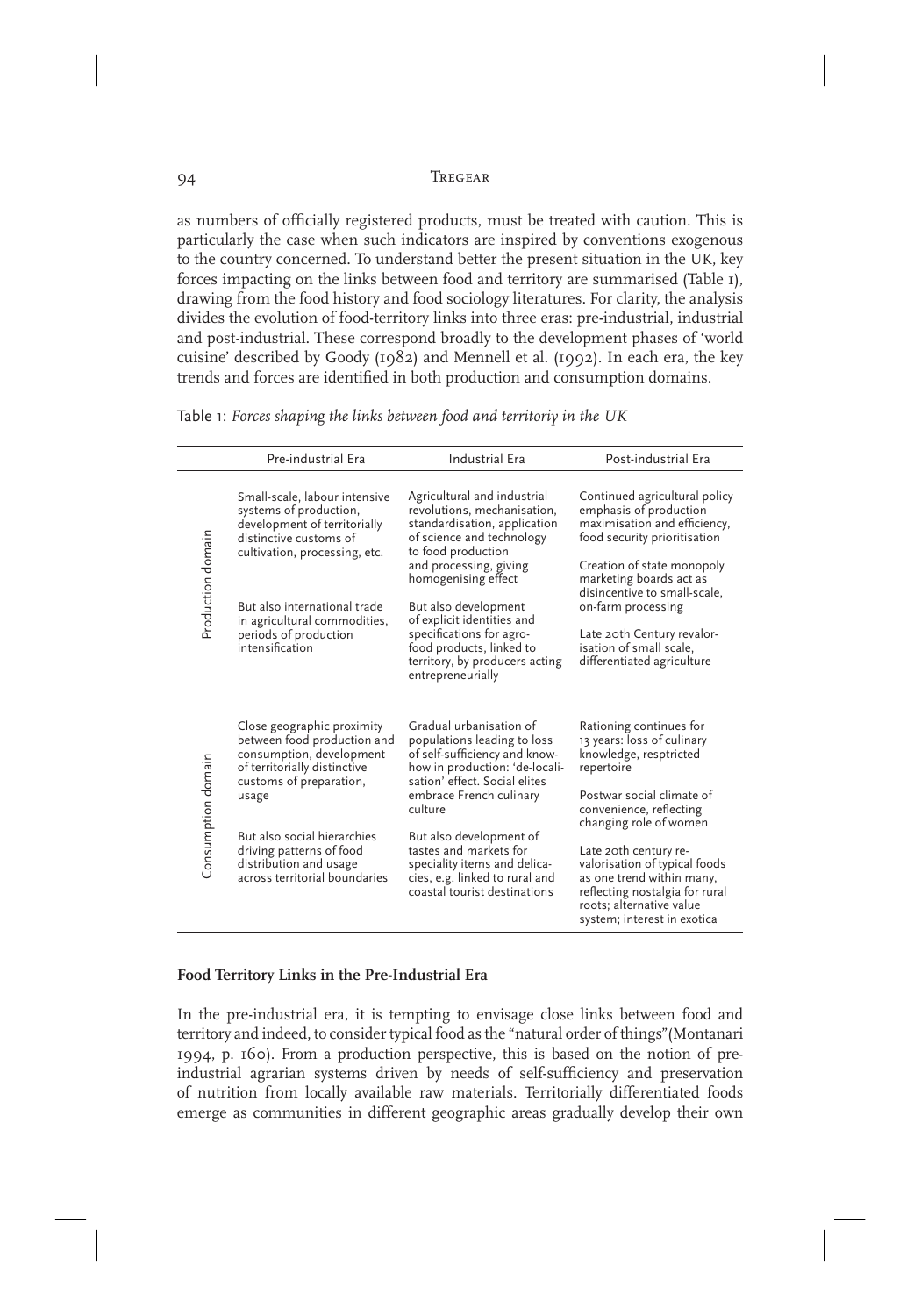as numbers of officially registered products, must be treated with caution. This is particularly the case when such indicators are inspired by conventions exogenous to the country concerned. To understand better the present situation in the UK, key forces impacting on the links between food and territory are summarised (Table 1), drawing from the food history and food sociology literatures. For clarity, the analysis divides the evolution of food-territory links into three eras: pre-industrial, industrial and post-industrial. These correspond broadly to the development phases of 'world cuisine' described by Goody (1982) and Mennell et al. (1992). In each era, the key trends and forces are identified in both production and consumption domains.

Table 1: *Forces shaping the links between food and territoriy in the UK*

| | Pre-industrial Era | Industrial Era | Post-industrial Era |
|---|---|---|---|
| Production domain | Small-scale, labour intensive systems of production, development of territorially distinctive customs of cultivation, processing, etc.<br><br>But also international trade in agricultural commodities, periods of production intensification | Agricultural and industrial revolutions, mechanisation, standardisation, application of science and technology to food production and processing, giving homogenising effect<br><br>But also development of explicit identities and specifications for agro-food products, linked to territory, by producers acting entrepreneurially | Continued agricultural policy emphasis of production maximisation and efficiency, food security prioritisation<br><br>Creation of state monopoly marketing boards act as disincentive to small-scale, on-farm processing<br><br>Late 20th Century revalorisation of small scale, differentiated agriculture |
| Consumption domain | Close geographic proximity between food production and consumption, development of territorially distinctive customs of preparation, usage<br><br>But also social hierarchies driving patterns of food distribution and usage across territorial boundaries | Gradual urbanisation of populations leading to loss of self-sufficiency and know-how in production: 'de-localisation' effect. Social elites embrace French culinary culture<br><br>But also development of tastes and markets for speciality items and delicacies, e.g. linked to rural and coastal tourist destinations | Rationing continues for 13 years: loss of culinary knowledge, resptricted repertoire<br><br>Postwar social climate of convenience, reflecting changing role of women<br><br>Late 20th century re-valorisation of typical foods as one trend within many, reflecting nostalgia for rural roots; alternative value system; interest in exotica |

**Food Territory Links in the Pre-Industrial Era**

In the pre-industrial era, it is tempting to envisage close links between food and territory and indeed, to consider typical food as the "natural order of things" (Montanari 1994, p. 160). From a production perspective, this is based on the notion of pre-industrial agrarian systems driven by needs of self-sufficiency and preservation of nutrition from locally available raw materials. Territorially differentiated foods emerge as communities in different geographic areas gradually develop their own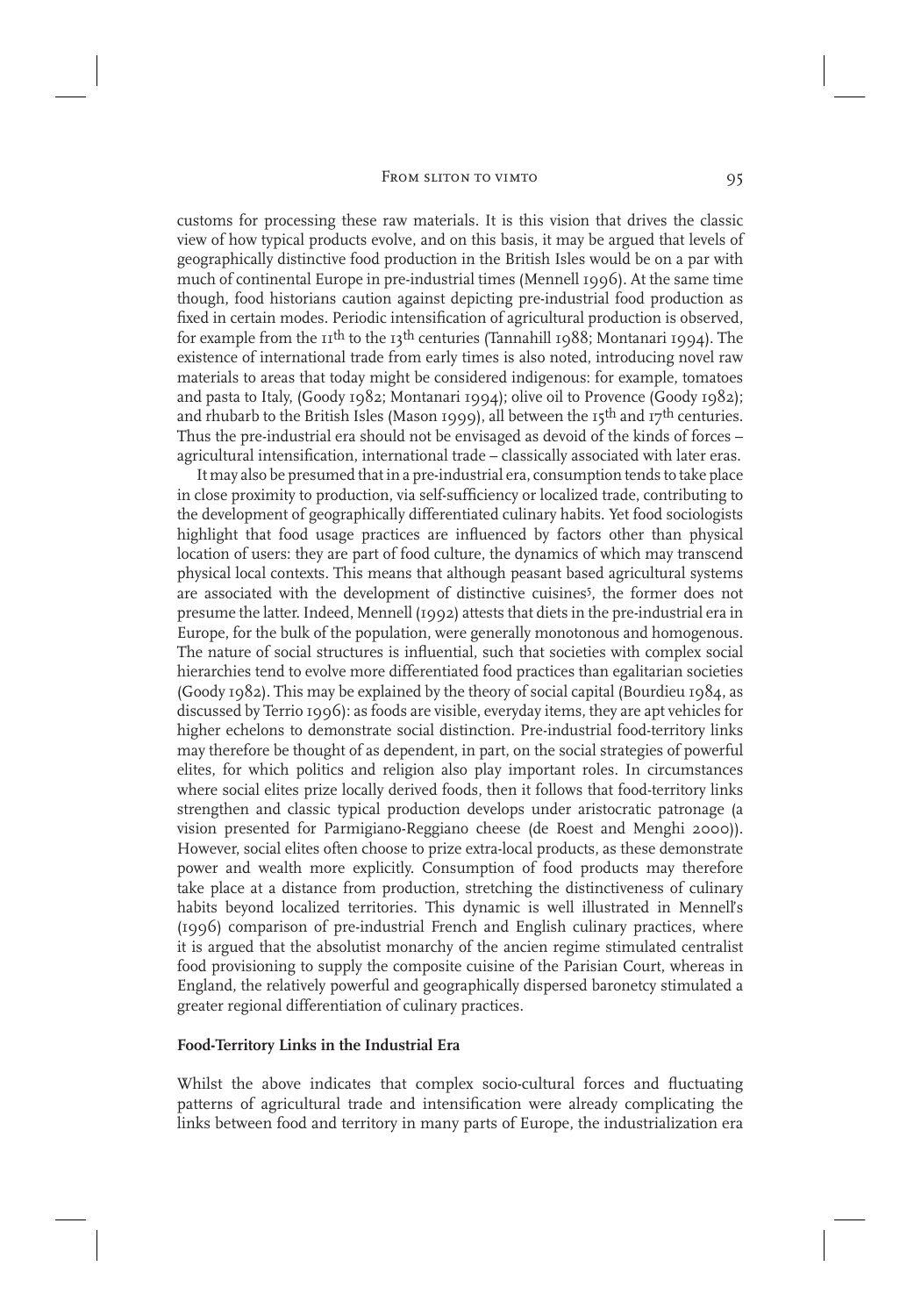customs for processing these raw materials. It is this vision that drives the classic view of how typical products evolve, and on this basis, it may be argued that levels of geographically distinctive food production in the British Isles would be on a par with much of continental Europe in pre-industrial times (Mennell 1996). At the same time though, food historians caution against depicting pre-industrial food production as fixed in certain modes. Periodic intensification of agricultural production is observed, for example from the 11th to the 13th centuries (Tannahill 1988; Montanari 1994). The existence of international trade from early times is also noted, introducing novel raw materials to areas that today might be considered indigenous: for example, tomatoes and pasta to Italy, (Goody 1982; Montanari 1994); olive oil to Provence (Goody 1982); and rhubarb to the British Isles (Mason 1999), all between the 15th and 17th centuries. Thus the pre-industrial era should not be envisaged as devoid of the kinds of forces – agricultural intensification, international trade – classically associated with later eras.

It may also be presumed that in a pre-industrial era, consumption tends to take place in close proximity to production, via self-sufficiency or localized trade, contributing to the development of geographically differentiated culinary habits. Yet food sociologists highlight that food usage practices are influenced by factors other than physical location of users: they are part of food culture, the dynamics of which may transcend physical local contexts. This means that although peasant based agricultural systems are associated with the development of distinctive cuisines[5], the former does not presume the latter. Indeed, Mennell (1992) attests that diets in the pre-industrial era in Europe, for the bulk of the population, were generally monotonous and homogenous. The nature of social structures is influential, such that societies with complex social hierarchies tend to evolve more differentiated food practices than egalitarian societies (Goody 1982). This may be explained by the theory of social capital (Bourdieu 1984, as discussed by Terrio 1996): as foods are visible, everyday items, they are apt vehicles for higher echelons to demonstrate social distinction. Pre-industrial food-territory links may therefore be thought of as dependent, in part, on the social strategies of powerful elites, for which politics and religion also play important roles. In circumstances where social elites prize locally derived foods, then it follows that food-territory links strengthen and classic typical production develops under aristocratic patronage (a vision presented for Parmigiano-Reggiano cheese (de Roest and Menghi 2000)). However, social elites often choose to prize extra-local products, as these demonstrate power and wealth more explicitly. Consumption of food products may therefore take place at a distance from production, stretching the distinctiveness of culinary habits beyond localized territories. This dynamic is well illustrated in Mennell's (1996) comparison of pre-industrial French and English culinary practices, where it is argued that the absolutist monarchy of the ancien regime stimulated centralist food provisioning to supply the composite cuisine of the Parisian Court, whereas in England, the relatively powerful and geographically dispersed baronetcy stimulated a greater regional differentiation of culinary practices.

### Food-Territory Links in the Industrial Era

Whilst the above indicates that complex socio-cultural forces and fluctuating patterns of agricultural trade and intensification were already complicating the links between food and territory in many parts of Europe, the industrialization era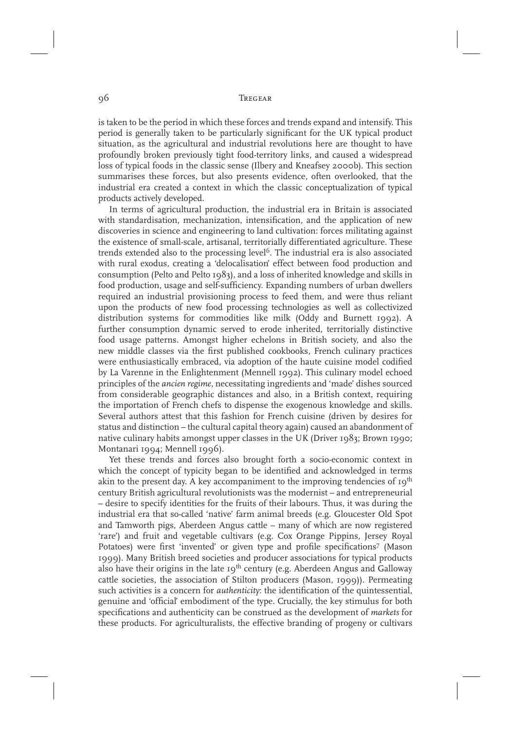is taken to be the period in which these forces and trends expand and intensify. This period is generally taken to be particularly significant for the UK typical product situation, as the agricultural and industrial revolutions here are thought to have profoundly broken previously tight food-territory links, and caused a widespread loss of typical foods in the classic sense (Ilbery and Kneafsey 2000b). This section summarises these forces, but also presents evidence, often overlooked, that the industrial era created a context in which the classic conceptualization of typical products actively developed.

In terms of agricultural production, the industrial era in Britain is associated with standardisation, mechanization, intensification, and the application of new discoveries in science and engineering to land cultivation: forces militating against the existence of small-scale, artisanal, territorially differentiated agriculture. These trends extended also to the processing level[6]. The industrial era is also associated with rural exodus, creating a 'delocalisation' effect between food production and consumption (Pelto and Pelto 1983), and a loss of inherited knowledge and skills in food production, usage and self-sufficiency. Expanding numbers of urban dwellers required an industrial provisioning process to feed them, and were thus reliant upon the products of new food processing technologies as well as collectivized distribution systems for commodities like milk (Oddy and Burnett 1992). A further consumption dynamic served to erode inherited, territorially distinctive food usage patterns. Amongst higher echelons in British society, and also the new middle classes via the first published cookbooks, French culinary practices were enthusiastically embraced, via adoption of the haute cuisine model codified by La Varenne in the Enlightenment (Mennell 1992). This culinary model echoed principles of the *ancien regime*, necessitating ingredients and 'made' dishes sourced from considerable geographic distances and also, in a British context, requiring the importation of French chefs to dispense the exogenous knowledge and skills. Several authors attest that this fashion for French cuisine (driven by desires for status and distinction – the cultural capital theory again) caused an abandonment of native culinary habits amongst upper classes in the UK (Driver 1983; Brown 1990; Montanari 1994; Mennell 1996).

Yet these trends and forces also brought forth a socio-economic context in which the concept of typicity began to be identified and acknowledged in terms akin to the present day. A key accompaniment to the improving tendencies of 19th century British agricultural revolutionists was the modernist – and entrepreneurial – desire to specify identities for the fruits of their labours. Thus, it was during the industrial era that so-called 'native' farm animal breeds (e.g. Gloucester Old Spot and Tamworth pigs, Aberdeen Angus cattle – many of which are now registered 'rare') and fruit and vegetable cultivars (e.g. Cox Orange Pippins, Jersey Royal Potatoes) were first 'invented' or given type and profile specifications[7] (Mason 1999). Many British breed societies and producer associations for typical products also have their origins in the late 19th century (e.g. Aberdeen Angus and Galloway cattle societies, the association of Stilton producers (Mason, 1999)). Permeating such activities is a concern for *authenticity*: the identification of the quintessential, genuine and 'official' embodiment of the type. Crucially, the key stimulus for both specifications and authenticity can be construed as the development of *markets* for these products. For agriculturalists, the effective branding of progeny or cultivars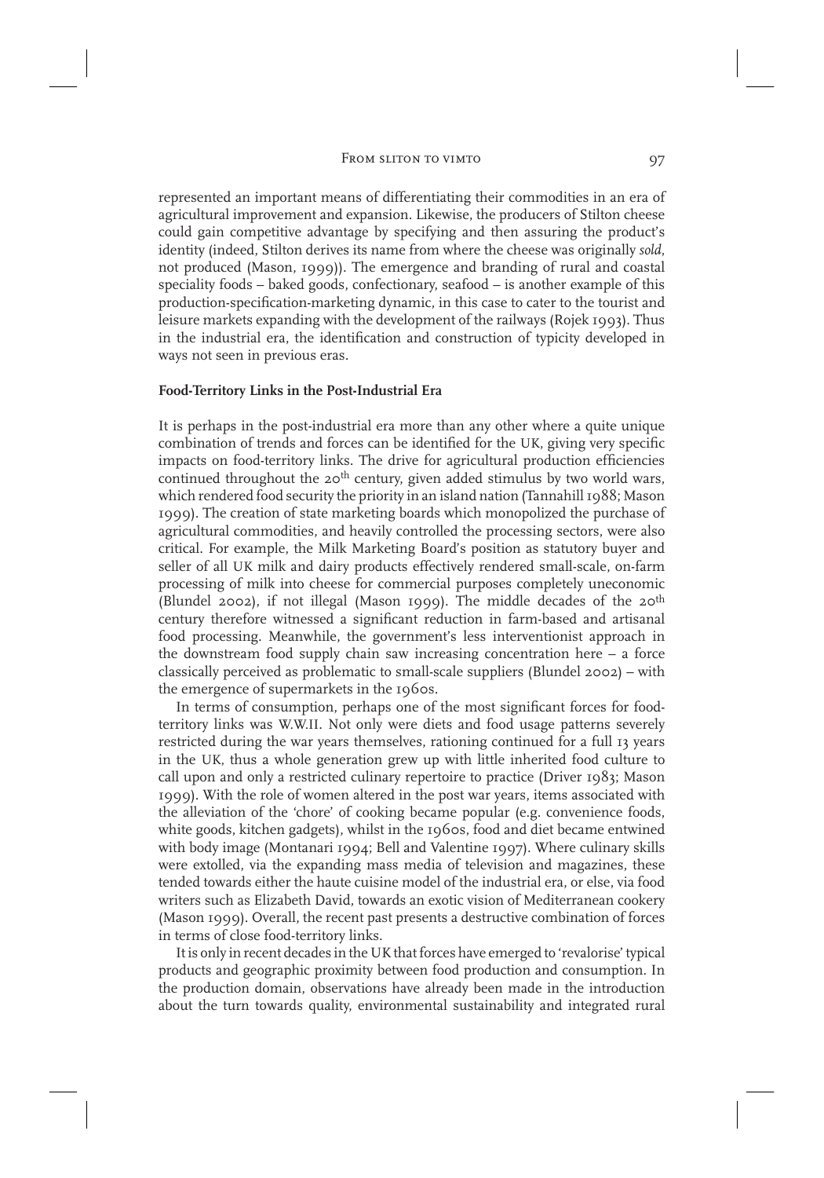represented an important means of differentiating their commodities in an era of agricultural improvement and expansion. Likewise, the producers of Stilton cheese could gain competitive advantage by specifying and then assuring the product's identity (indeed, Stilton derives its name from where the cheese was originally *sold*, not produced (Mason, 1999)). The emergence and branding of rural and coastal speciality foods – baked goods, confectionary, seafood – is another example of this production-specification-marketing dynamic, in this case to cater to the tourist and leisure markets expanding with the development of the railways (Rojek 1993). Thus in the industrial era, the identification and construction of typicity developed in ways not seen in previous eras.

**Food-Territory Links in the Post-Industrial Era**

It is perhaps in the post-industrial era more than any other where a quite unique combination of trends and forces can be identified for the UK, giving very specific impacts on food-territory links. The drive for agricultural production efficiencies continued throughout the 20th century, given added stimulus by two world wars, which rendered food security the priority in an island nation (Tannahill 1988; Mason 1999). The creation of state marketing boards which monopolized the purchase of agricultural commodities, and heavily controlled the processing sectors, were also critical. For example, the Milk Marketing Board's position as statutory buyer and seller of all UK milk and dairy products effectively rendered small-scale, on-farm processing of milk into cheese for commercial purposes completely uneconomic (Blundel 2002), if not illegal (Mason 1999). The middle decades of the 20th century therefore witnessed a significant reduction in farm-based and artisanal food processing. Meanwhile, the government's less interventionist approach in the downstream food supply chain saw increasing concentration here – a force classically perceived as problematic to small-scale suppliers (Blundel 2002) – with the emergence of supermarkets in the 1960s.

In terms of consumption, perhaps one of the most significant forces for food-territory links was W.W.II. Not only were diets and food usage patterns severely restricted during the war years themselves, rationing continued for a full 13 years in the UK, thus a whole generation grew up with little inherited food culture to call upon and only a restricted culinary repertoire to practice (Driver 1983; Mason 1999). With the role of women altered in the post war years, items associated with the alleviation of the 'chore' of cooking became popular (e.g. convenience foods, white goods, kitchen gadgets), whilst in the 1960s, food and diet became entwined with body image (Montanari 1994; Bell and Valentine 1997). Where culinary skills were extolled, via the expanding mass media of television and magazines, these tended towards either the haute cuisine model of the industrial era, or else, via food writers such as Elizabeth David, towards an exotic vision of Mediterranean cookery (Mason 1999). Overall, the recent past presents a destructive combination of forces in terms of close food-territory links.

It is only in recent decades in the UK that forces have emerged to 'revalorise' typical products and geographic proximity between food production and consumption. In the production domain, observations have already been made in the introduction about the turn towards quality, environmental sustainability and integrated rural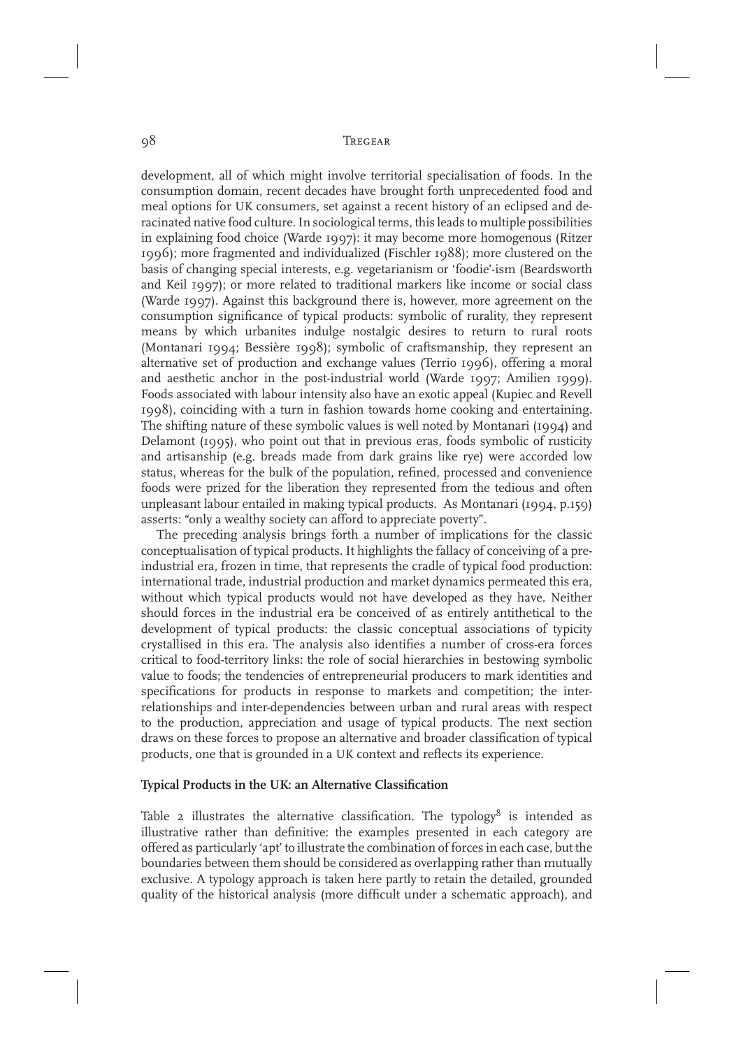development, all of which might involve territorial specialisation of foods. In the consumption domain, recent decades have brought forth unprecedented food and meal options for UK consumers, set against a recent history of an eclipsed and deracinated native food culture. In sociological terms, this leads to multiple possibilities in explaining food choice (Warde 1997): it may become more homogenous (Ritzer 1996); more fragmented and individualized (Fischler 1988); more clustered on the basis of changing special interests, e.g. vegetarianism or 'foodie'-ism (Beardsworth and Keil 1997); or more related to traditional markers like income or social class (Warde 1997). Against this background there is, however, more agreement on the consumption significance of typical products: symbolic of rurality, they represent means by which urbanites indulge nostalgic desires to return to rural roots (Montanari 1994; Bessière 1998); symbolic of craftsmanship, they represent an alternative set of production and exchange values (Terrio 1996), offering a moral and aesthetic anchor in the post-industrial world (Warde 1997; Amilien 1999). Foods associated with labour intensity also have an exotic appeal (Kupiec and Revell 1998), coinciding with a turn in fashion towards home cooking and entertaining. The shifting nature of these symbolic values is well noted by Montanari (1994) and Delamont (1995), who point out that in previous eras, foods symbolic of rusticity and artisanship (e.g. breads made from dark grains like rye) were accorded low status, whereas for the bulk of the population, refined, processed and convenience foods were prized for the liberation they represented from the tedious and often unpleasant labour entailed in making typical products. As Montanari (1994, p.159) asserts: "only a wealthy society can afford to appreciate poverty".

The preceding analysis brings forth a number of implications for the classic conceptualisation of typical products. It highlights the fallacy of conceiving of a pre-industrial era, frozen in time, that represents the cradle of typical food production: international trade, industrial production and market dynamics permeated this era, without which typical products would not have developed as they have. Neither should forces in the industrial era be conceived of as entirely antithetical to the development of typical products: the classic conceptual associations of typicity crystallised in this era. The analysis also identifies a number of cross-era forces critical to food-territory links: the role of social hierarchies in bestowing symbolic value to foods; the tendencies of entrepreneurial producers to mark identities and specifications for products in response to markets and competition; the inter-relationships and inter-dependencies between urban and rural areas with respect to the production, appreciation and usage of typical products. The next section draws on these forces to propose an alternative and broader classification of typical products, one that is grounded in a UK context and reflects its experience.

## Typical Products in the UK: an Alternative Classification

Table 2 illustrates the alternative classification. The typology[8] is intended as illustrative rather than definitive: the examples presented in each category are offered as particularly 'apt' to illustrate the combination of forces in each case, but the boundaries between them should be considered as overlapping rather than mutually exclusive. A typology approach is taken here partly to retain the detailed, grounded quality of the historical analysis (more difficult under a schematic approach), and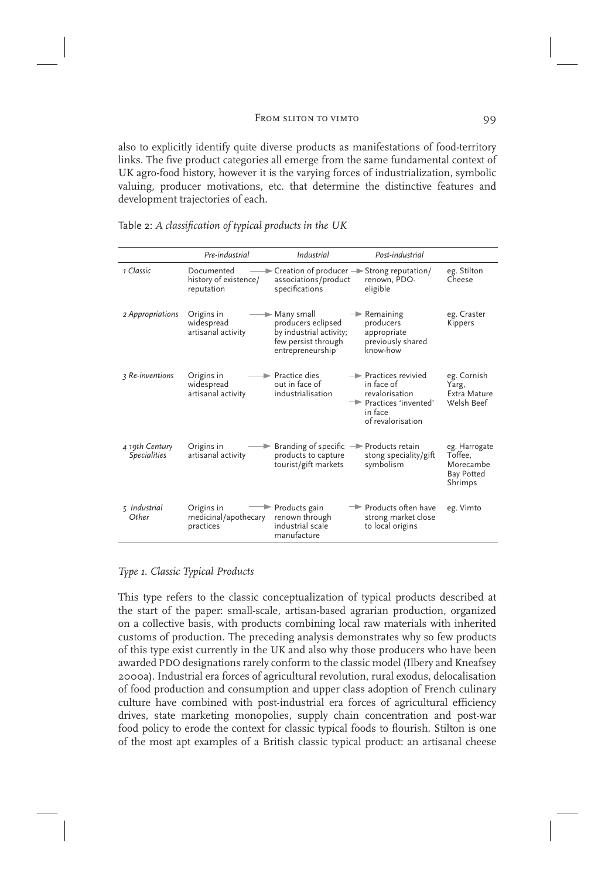also to explicitly identify quite diverse products as manifestations of food-territory links. The five product categories all emerge from the same fundamental context of UK agro-food history, however it is the varying forces of industrialization, symbolic valuing, producer motivations, etc. that determine the distinctive features and development trajectories of each.

Table 2: *A classification of typical products in the UK*

| | *Pre-industrial* | *Industrial* | *Post-industrial* | |
|---|---|---|---|---|
| *1 Classic* | Documented history of existence/ reputation | → Creation of producer associations/product specifications | → Strong reputation/ renown, PDO-eligible | eg. Stilton Cheese |
| *2 Appropriations* | Origins in widespread artisanal activity | → Many small producers eclipsed by industrial activity; few persist through entrepreneurship | → Remaining producers appropriate previously shared know-how | eg. Craster Kippers |
| *3 Re-inventions* | Origins in widespread artisanal activity | → Practice dies out in face of industrialisation | → Practices revived in face of revalorisation → Practices 'invented' in face of revalorisation | eg. Cornish Yarg, Extra Mature Welsh Beef |
| *4 19th Century Specialities* | Origins in artisanal activity | → Branding of specific products to capture tourist/gift markets | → Products retain stong speciality/gift symbolism | eg. Harrogate Toffee, Morecambe Bay Potted Shrimps |
| *5 Industrial Other* | Origins in medicinal/apothecary practices | → Products gain renown through industrial scale manufacture | → Products often have strong market close to local origins | eg. Vimto |

*Type 1. Classic Typical Products*

This type refers to the classic conceptualization of typical products described at the start of the paper: small-scale, artisan-based agrarian production, organized on a collective basis, with products combining local raw materials with inherited customs of production. The preceding analysis demonstrates why so few products of this type exist currently in the UK and also why those producers who have been awarded PDO designations rarely conform to the classic model (Ilbery and Kneafsey 2000a). Industrial era forces of agricultural revolution, rural exodus, delocalisation of food production and consumption and upper class adoption of French culinary culture have combined with post-industrial era forces of agricultural efficiency drives, state marketing monopolies, supply chain concentration and post-war food policy to erode the context for classic typical foods to flourish. Stilton is one of the most apt examples of a British classic typical product: an artisanal cheese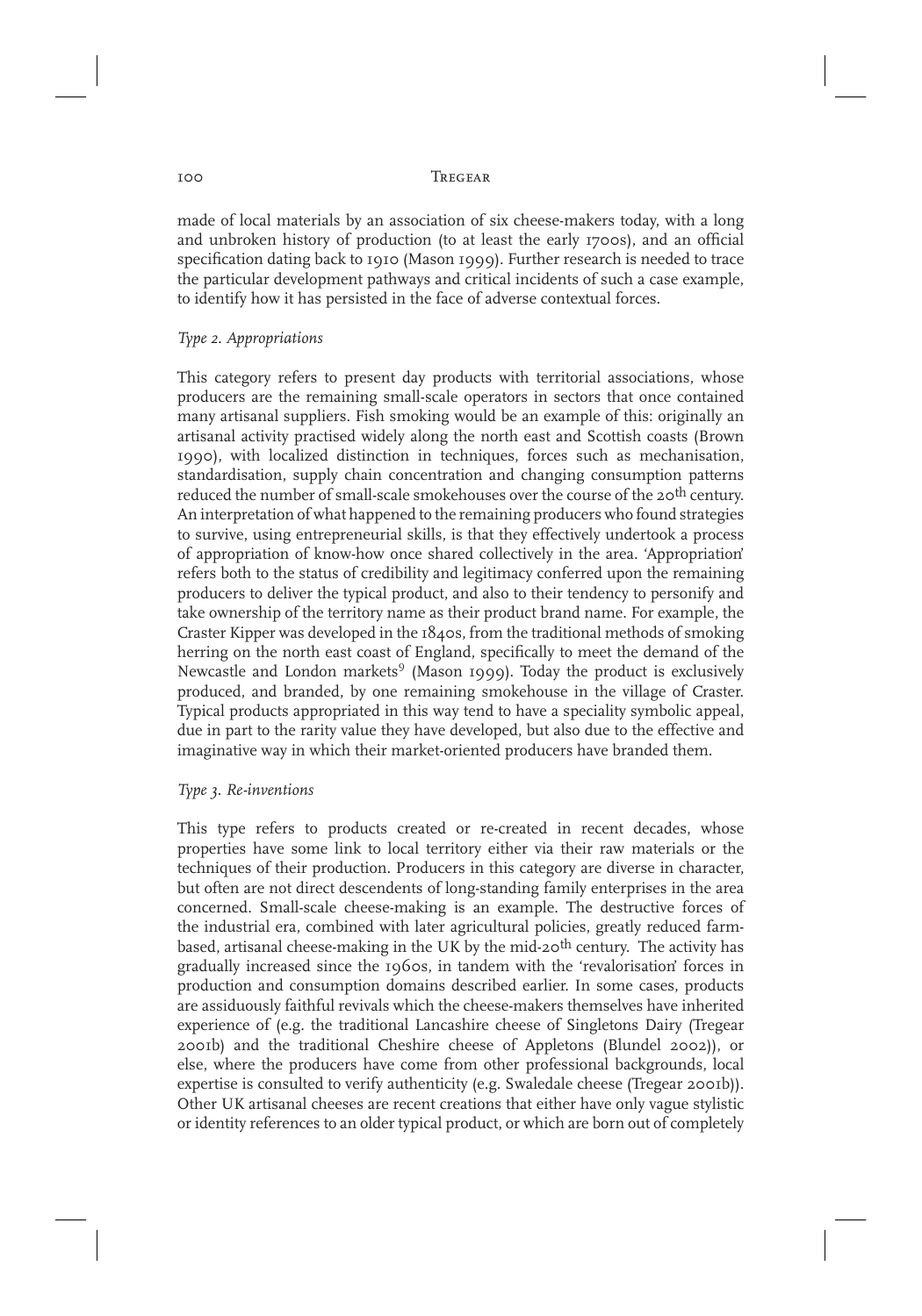made of local materials by an association of six cheese-makers today, with a long and unbroken history of production (to at least the early 1700s), and an official specification dating back to 1910 (Mason 1999). Further research is needed to trace the particular development pathways and critical incidents of such a case example, to identify how it has persisted in the face of adverse contextual forces.

*Type 2. Appropriations*

This category refers to present day products with territorial associations, whose producers are the remaining small-scale operators in sectors that once contained many artisanal suppliers. Fish smoking would be an example of this: originally an artisanal activity practised widely along the north east and Scottish coasts (Brown 1990), with localized distinction in techniques, forces such as mechanisation, standardisation, supply chain concentration and changing consumption patterns reduced the number of small-scale smokehouses over the course of the 20th century. An interpretation of what happened to the remaining producers who found strategies to survive, using entrepreneurial skills, is that they effectively undertook a process of appropriation of know-how once shared collectively in the area. 'Appropriation' refers both to the status of credibility and legitimacy conferred upon the remaining producers to deliver the typical product, and also to their tendency to personify and take ownership of the territory name as their product brand name. For example, the Craster Kipper was developed in the 1840s, from the traditional methods of smoking herring on the north east coast of England, specifically to meet the demand of the Newcastle and London markets[9] (Mason 1999). Today the product is exclusively produced, and branded, by one remaining smokehouse in the village of Craster. Typical products appropriated in this way tend to have a speciality symbolic appeal, due in part to the rarity value they have developed, but also due to the effective and imaginative way in which their market-oriented producers have branded them.

*Type 3. Re-inventions*

This type refers to products created or re-created in recent decades, whose properties have some link to local territory either via their raw materials or the techniques of their production. Producers in this category are diverse in character, but often are not direct descendents of long-standing family enterprises in the area concerned. Small-scale cheese-making is an example. The destructive forces of the industrial era, combined with later agricultural policies, greatly reduced farm-based, artisanal cheese-making in the UK by the mid-20th century. The activity has gradually increased since the 1960s, in tandem with the 'revalorisation' forces in production and consumption domains described earlier. In some cases, products are assiduously faithful revivals which the cheese-makers themselves have inherited experience of (e.g. the traditional Lancashire cheese of Singletons Dairy (Tregear 2001b) and the traditional Cheshire cheese of Appletons (Blundel 2002)), or else, where the producers have come from other professional backgrounds, local expertise is consulted to verify authenticity (e.g. Swaledale cheese (Tregear 2001b)). Other UK artisanal cheeses are recent creations that either have only vague stylistic or identity references to an older typical product, or which are born out of completely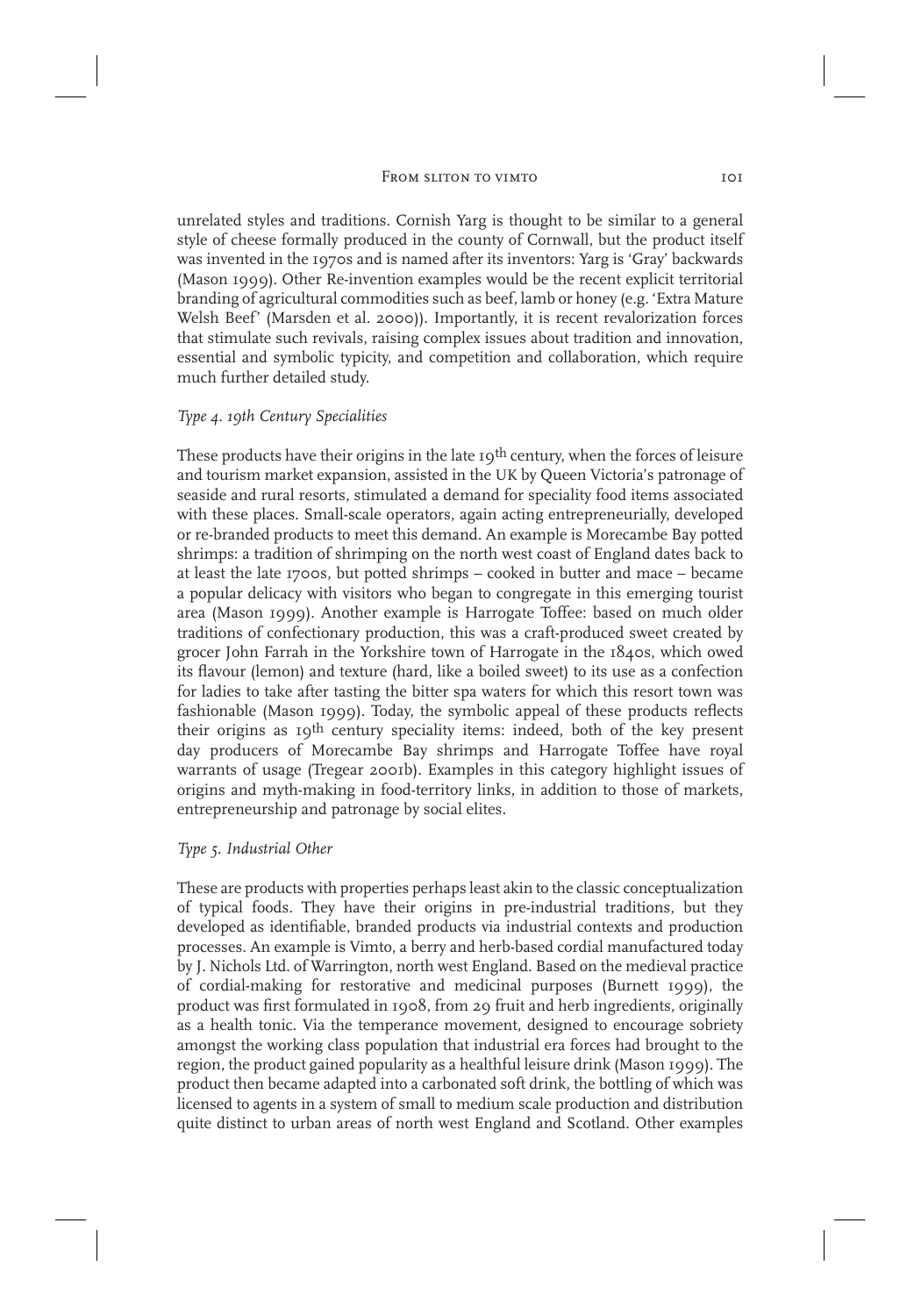unrelated styles and traditions. Cornish Yarg is thought to be similar to a general style of cheese formally produced in the county of Cornwall, but the product itself was invented in the 1970s and is named after its inventors: Yarg is 'Gray' backwards (Mason 1999). Other Re-invention examples would be the recent explicit territorial branding of agricultural commodities such as beef, lamb or honey (e.g. 'Extra Mature Welsh Beef' (Marsden et al. 2000)). Importantly, it is recent revalorization forces that stimulate such revivals, raising complex issues about tradition and innovation, essential and symbolic typicity, and competition and collaboration, which require much further detailed study.

### *Type 4. 19th Century Specialities*

These products have their origins in the late 19th century, when the forces of leisure and tourism market expansion, assisted in the UK by Queen Victoria's patronage of seaside and rural resorts, stimulated a demand for speciality food items associated with these places. Small-scale operators, again acting entrepreneurially, developed or re-branded products to meet this demand. An example is Morecambe Bay potted shrimps: a tradition of shrimping on the north west coast of England dates back to at least the late 1700s, but potted shrimps – cooked in butter and mace – became a popular delicacy with visitors who began to congregate in this emerging tourist area (Mason 1999). Another example is Harrogate Toffee: based on much older traditions of confectionary production, this was a craft-produced sweet created by grocer John Farrah in the Yorkshire town of Harrogate in the 1840s, which owed its flavour (lemon) and texture (hard, like a boiled sweet) to its use as a confection for ladies to take after tasting the bitter spa waters for which this resort town was fashionable (Mason 1999). Today, the symbolic appeal of these products reflects their origins as 19th century speciality items: indeed, both of the key present day producers of Morecambe Bay shrimps and Harrogate Toffee have royal warrants of usage (Tregear 2001b). Examples in this category highlight issues of origins and myth-making in food-territory links, in addition to those of markets, entrepreneurship and patronage by social elites.

### *Type 5. Industrial Other*

These are products with properties perhaps least akin to the classic conceptualization of typical foods. They have their origins in pre-industrial traditions, but they developed as identifiable, branded products via industrial contexts and production processes. An example is Vimto, a berry and herb-based cordial manufactured today by J. Nichols Ltd. of Warrington, north west England. Based on the medieval practice of cordial-making for restorative and medicinal purposes (Burnett 1999), the product was first formulated in 1908, from 29 fruit and herb ingredients, originally as a health tonic. Via the temperance movement, designed to encourage sobriety amongst the working class population that industrial era forces had brought to the region, the product gained popularity as a healthful leisure drink (Mason 1999). The product then became adapted into a carbonated soft drink, the bottling of which was licensed to agents in a system of small to medium scale production and distribution quite distinct to urban areas of north west England and Scotland. Other examples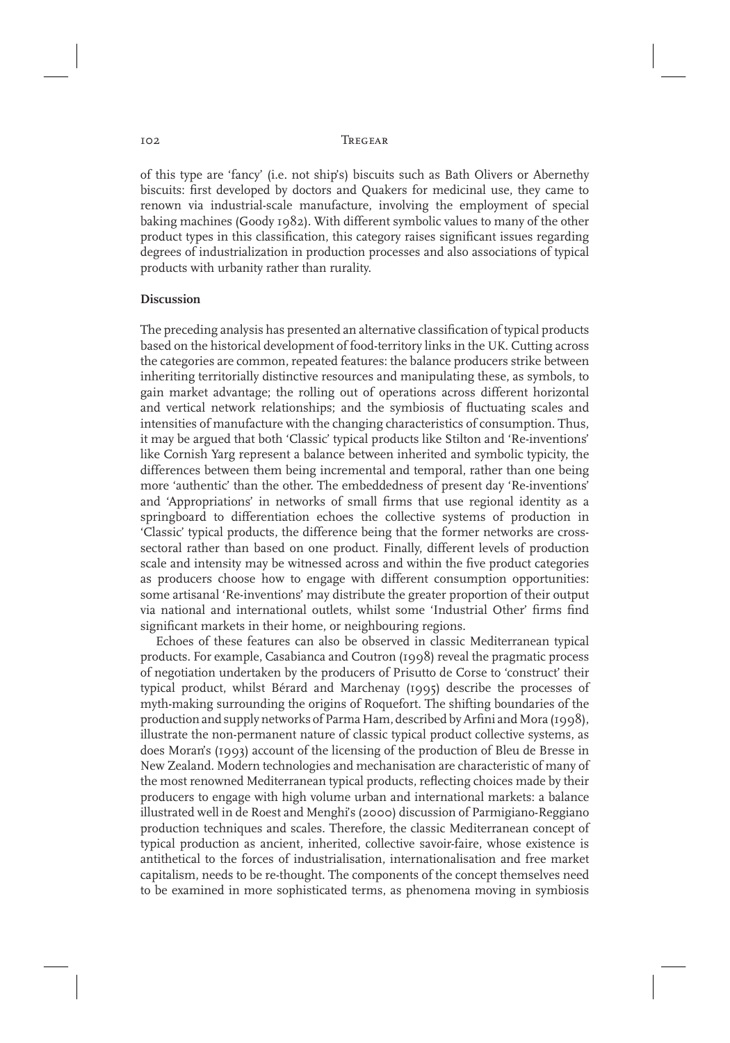of this type are 'fancy' (i.e. not ship's) biscuits such as Bath Olivers or Abernethy biscuits: first developed by doctors and Quakers for medicinal use, they came to renown via industrial-scale manufacture, involving the employment of special baking machines (Goody 1982). With different symbolic values to many of the other product types in this classification, this category raises significant issues regarding degrees of industrialization in production processes and also associations of typical products with urbanity rather than rurality.

## Discussion

The preceding analysis has presented an alternative classification of typical products based on the historical development of food-territory links in the UK. Cutting across the categories are common, repeated features: the balance producers strike between inheriting territorially distinctive resources and manipulating these, as symbols, to gain market advantage; the rolling out of operations across different horizontal and vertical network relationships; and the symbiosis of fluctuating scales and intensities of manufacture with the changing characteristics of consumption. Thus, it may be argued that both 'Classic' typical products like Stilton and 'Re-inventions' like Cornish Yarg represent a balance between inherited and symbolic typicity, the differences between them being incremental and temporal, rather than one being more 'authentic' than the other. The embeddedness of present day 'Re-inventions' and 'Appropriations' in networks of small firms that use regional identity as a springboard to differentiation echoes the collective systems of production in 'Classic' typical products, the difference being that the former networks are cross-sectoral rather than based on one product. Finally, different levels of production scale and intensity may be witnessed across and within the five product categories as producers choose how to engage with different consumption opportunities: some artisanal 'Re-inventions' may distribute the greater proportion of their output via national and international outlets, whilst some 'Industrial Other' firms find significant markets in their home, or neighbouring regions.

Echoes of these features can also be observed in classic Mediterranean typical products. For example, Casabianca and Coutron (1998) reveal the pragmatic process of negotiation undertaken by the producers of Prisutto de Corse to 'construct' their typical product, whilst Bérard and Marchenay (1995) describe the processes of myth-making surrounding the origins of Roquefort. The shifting boundaries of the production and supply networks of Parma Ham, described by Arfini and Mora (1998), illustrate the non-permanent nature of classic typical product collective systems, as does Moran's (1993) account of the licensing of the production of Bleu de Bresse in New Zealand. Modern technologies and mechanisation are characteristic of many of the most renowned Mediterranean typical products, reflecting choices made by their producers to engage with high volume urban and international markets: a balance illustrated well in de Roest and Menghi's (2000) discussion of Parmigiano-Reggiano production techniques and scales. Therefore, the classic Mediterranean concept of typical production as ancient, inherited, collective savoir-faire, whose existence is antithetical to the forces of industrialisation, internationalisation and free market capitalism, needs to be re-thought. The components of the concept themselves need to be examined in more sophisticated terms, as phenomena moving in symbiosis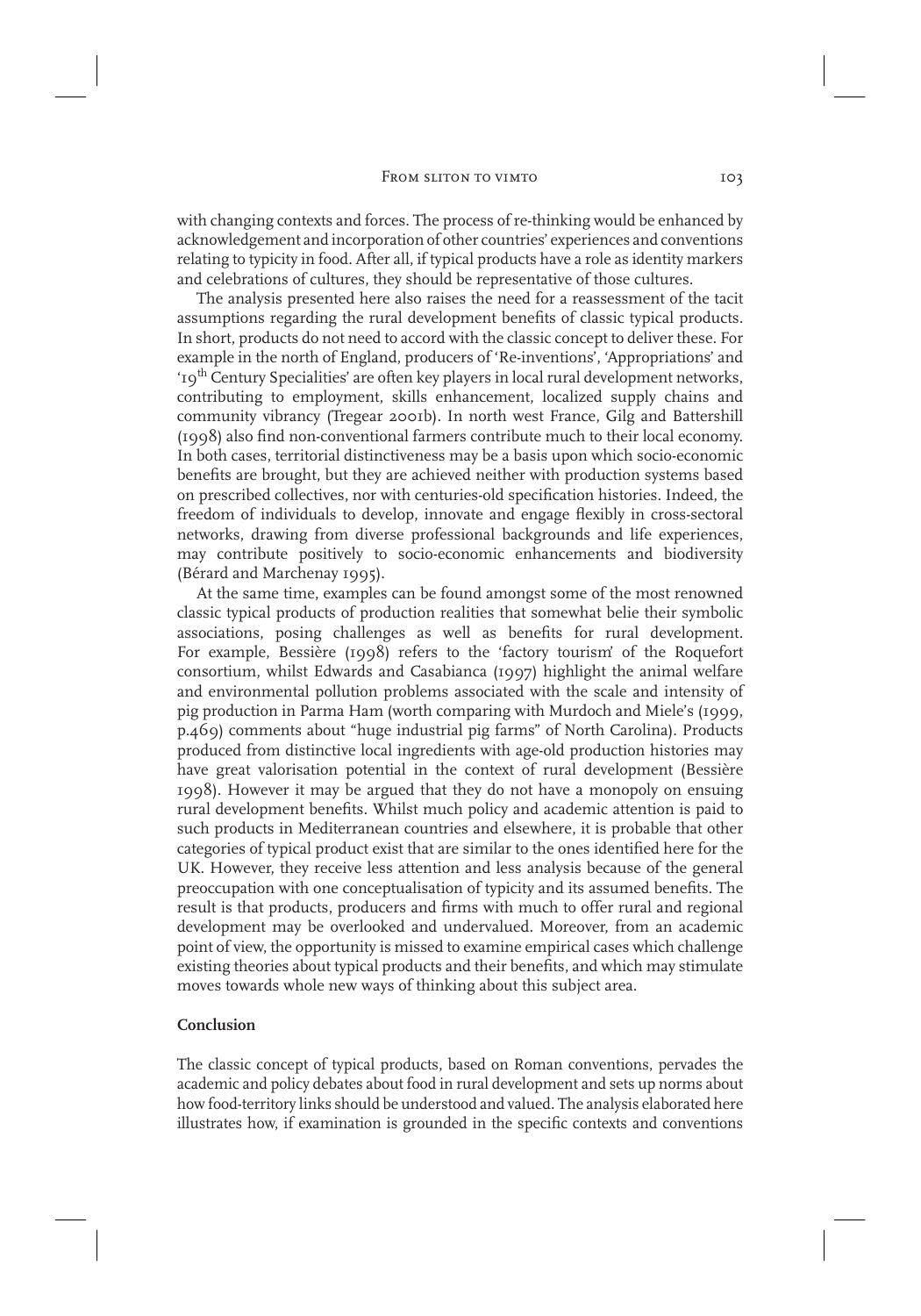with changing contexts and forces. The process of re-thinking would be enhanced by acknowledgement and incorporation of other countries' experiences and conventions relating to typicity in food. After all, if typical products have a role as identity markers and celebrations of cultures, they should be representative of those cultures.

The analysis presented here also raises the need for a reassessment of the tacit assumptions regarding the rural development benefits of classic typical products. In short, products do not need to accord with the classic concept to deliver these. For example in the north of England, producers of 'Re-inventions', 'Appropriations' and '19th Century Specialities' are often key players in local rural development networks, contributing to employment, skills enhancement, localized supply chains and community vibrancy (Tregear 2001b). In north west France, Gilg and Battershill (1998) also find non-conventional farmers contribute much to their local economy. In both cases, territorial distinctiveness may be a basis upon which socio-economic benefits are brought, but they are achieved neither with production systems based on prescribed collectives, nor with centuries-old specification histories. Indeed, the freedom of individuals to develop, innovate and engage flexibly in cross-sectoral networks, drawing from diverse professional backgrounds and life experiences, may contribute positively to socio-economic enhancements and biodiversity (Bérard and Marchenay 1995).

At the same time, examples can be found amongst some of the most renowned classic typical products of production realities that somewhat belie their symbolic associations, posing challenges as well as benefits for rural development. For example, Bessière (1998) refers to the 'factory tourism' of the Roquefort consortium, whilst Edwards and Casabianca (1997) highlight the animal welfare and environmental pollution problems associated with the scale and intensity of pig production in Parma Ham (worth comparing with Murdoch and Miele's (1999, p.469) comments about "huge industrial pig farms" of North Carolina). Products produced from distinctive local ingredients with age-old production histories may have great valorisation potential in the context of rural development (Bessière 1998). However it may be argued that they do not have a monopoly on ensuing rural development benefits. Whilst much policy and academic attention is paid to such products in Mediterranean countries and elsewhere, it is probable that other categories of typical product exist that are similar to the ones identified here for the UK. However, they receive less attention and less analysis because of the general preoccupation with one conceptualisation of typicity and its assumed benefits. The result is that products, producers and firms with much to offer rural and regional development may be overlooked and undervalued. Moreover, from an academic point of view, the opportunity is missed to examine empirical cases which challenge existing theories about typical products and their benefits, and which may stimulate moves towards whole new ways of thinking about this subject area.

## Conclusion

The classic concept of typical products, based on Roman conventions, pervades the academic and policy debates about food in rural development and sets up norms about how food-territory links should be understood and valued. The analysis elaborated here illustrates how, if examination is grounded in the specific contexts and conventions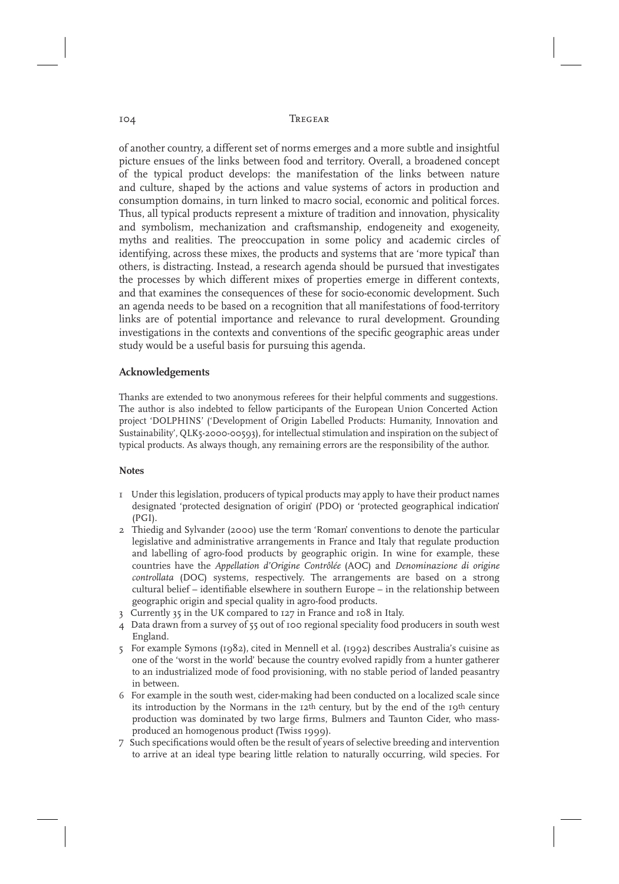of another country, a different set of norms emerges and a more subtle and insightful picture ensues of the links between food and territory. Overall, a broadened concept of the typical product develops: the manifestation of the links between nature and culture, shaped by the actions and value systems of actors in production and consumption domains, in turn linked to macro social, economic and political forces. Thus, all typical products represent a mixture of tradition and innovation, physicality and symbolism, mechanization and craftsmanship, endogeneity and exogeneity, myths and realities. The preoccupation in some policy and academic circles of identifying, across these mixes, the products and systems that are 'more typical' than others, is distracting. Instead, a research agenda should be pursued that investigates the processes by which different mixes of properties emerge in different contexts, and that examines the consequences of these for socio-economic development. Such an agenda needs to be based on a recognition that all manifestations of food-territory links are of potential importance and relevance to rural development. Grounding investigations in the contexts and conventions of the specific geographic areas under study would be a useful basis for pursuing this agenda.

## Acknowledgements

Thanks are extended to two anonymous referees for their helpful comments and suggestions. The author is also indebted to fellow participants of the European Union Concerted Action project 'DOLPHINS' ('Development of Origin Labelled Products: Humanity, Innovation and Sustainability', QLK5-2000-00593), for intellectual stimulation and inspiration on the subject of typical products. As always though, any remaining errors are the responsibility of the author.

## Notes

1. Under this legislation, producers of typical products may apply to have their product names designated 'protected designation of origin' (PDO) or 'protected geographical indication' (PGI).
2. Thiedig and Sylvander (2000) use the term 'Roman' conventions to denote the particular legislative and administrative arrangements in France and Italy that regulate production and labelling of agro-food products by geographic origin. In wine for example, these countries have the *Appellation d'Origine Contrôlée* (AOC) and *Denominazione di origine controllata* (DOC) systems, respectively. The arrangements are based on a strong cultural belief – identifiable elsewhere in southern Europe – in the relationship between geographic origin and special quality in agro-food products.
3. Currently 35 in the UK compared to 127 in France and 108 in Italy.
4. Data drawn from a survey of 55 out of 100 regional speciality food producers in south west England.
5. For example Symons (1982), cited in Mennell et al. (1992) describes Australia's cuisine as one of the 'worst in the world' because the country evolved rapidly from a hunter gatherer to an industrialized mode of food provisioning, with no stable period of landed peasantry in between.
6. For example in the south west, cider-making had been conducted on a localized scale since its introduction by the Normans in the 12th century, but by the end of the 19th century production was dominated by two large firms, Bulmers and Taunton Cider, who mass-produced an homogenous product (Twiss 1999).
7. Such specifications would often be the result of years of selective breeding and intervention to arrive at an ideal type bearing little relation to naturally occurring, wild species. For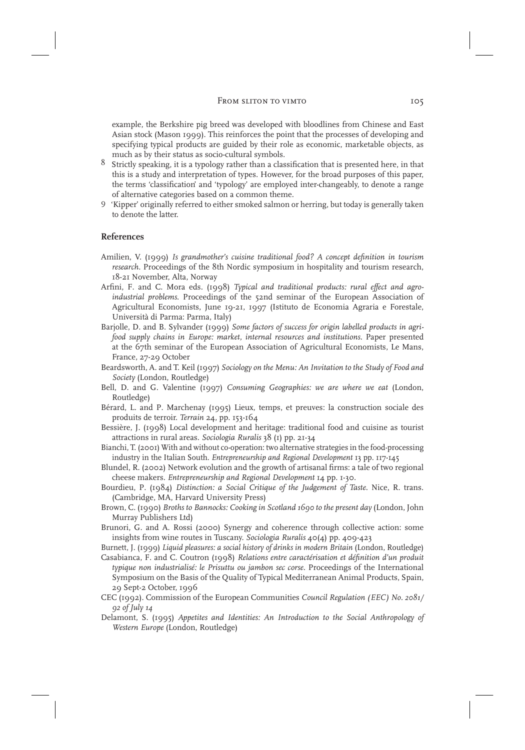example, the Berkshire pig breed was developed with bloodlines from Chinese and East Asian stock (Mason 1999). This reinforces the point that the processes of developing and specifying typical products are guided by their role as economic, marketable objects, as much as by their status as socio-cultural symbols.

8 Strictly speaking, it is a typology rather than a classification that is presented here, in that this is a study and interpretation of types. However, for the broad purposes of this paper, the terms 'classification' and 'typology' are employed inter-changeably, to denote a range of alternative categories based on a common theme.

9 'Kipper' originally referred to either smoked salmon or herring, but today is generally taken to denote the latter.

## References

Amilien, V. (1999) *Is grandmother's cuisine traditional food? A concept definition in tourism research*. Proceedings of the 8th Nordic symposium in hospitality and tourism research, 18-21 November, Alta, Norway

Arfini, F. and C. Mora eds. (1998) *Typical and traditional products: rural effect and agro-industrial problems*. Proceedings of the 52nd seminar of the European Association of Agricultural Economists, June 19-21, 1997 (Istituto de Economia Agraria e Forestale, Università di Parma: Parma, Italy)

Barjolle, D. and B. Sylvander (1999) *Some factors of success for origin labelled products in agri-food supply chains in Europe: market, internal resources and institutions*. Paper presented at the 67th seminar of the European Association of Agricultural Economists, Le Mans, France, 27-29 October

Beardsworth, A. and T. Keil (1997) *Sociology on the Menu: An Invitation to the Study of Food and Society* (London, Routledge)

Bell, D. and G. Valentine (1997) *Consuming Geographies: we are where we eat* (London, Routledge)

Bérard, L. and P. Marchenay (1995) Lieux, temps, et preuves: la construction sociale des produits de terroir. *Terrain* 24, pp. 153-164

Bessière, J. (1998) Local development and heritage: traditional food and cuisine as tourist attractions in rural areas. *Sociologia Ruralis* 38 (1) pp. 21-34

Bianchi, T. (2001) With and without co-operation: two alternative strategies in the food-processing industry in the Italian South. *Entrepreneurship and Regional Development* 13 pp. 117-145

Blundel, R. (2002) Network evolution and the growth of artisanal firms: a tale of two regional cheese makers. *Entrepreneurship and Regional Development* 14 pp. 1-30.

Bourdieu, P. (1984) *Distinction: a Social Critique of the Judgement of Taste*. Nice, R. trans. (Cambridge, MA, Harvard University Press)

Brown, C. (1990) *Broths to Bannocks: Cooking in Scotland 1690 to the present day* (London, John Murray Publishers Ltd)

Brunori, G. and A. Rossi (2000) Synergy and coherence through collective action: some insights from wine routes in Tuscany. *Sociologia Ruralis* 40(4) pp. 409-423

Burnett, J. (1999) *Liquid pleasures: a social history of drinks in modern Britain* (London, Routledge)

Casabianca, F. and C. Coutron (1998) *Relations entre caractérisation et définition d'un produit typique non industrialisé: le Prisuttu ou jambon sec corse*. Proceedings of the International Symposium on the Basis of the Quality of Typical Mediterranean Animal Products, Spain, 29 Sept-2 October, 1996

CEC (1992). Commission of the European Communities *Council Regulation (EEC) No. 2081/92 of July 14*

Delamont, S. (1995) *Appetites and Identities: An Introduction to the Social Anthropology of Western Europe* (London, Routledge)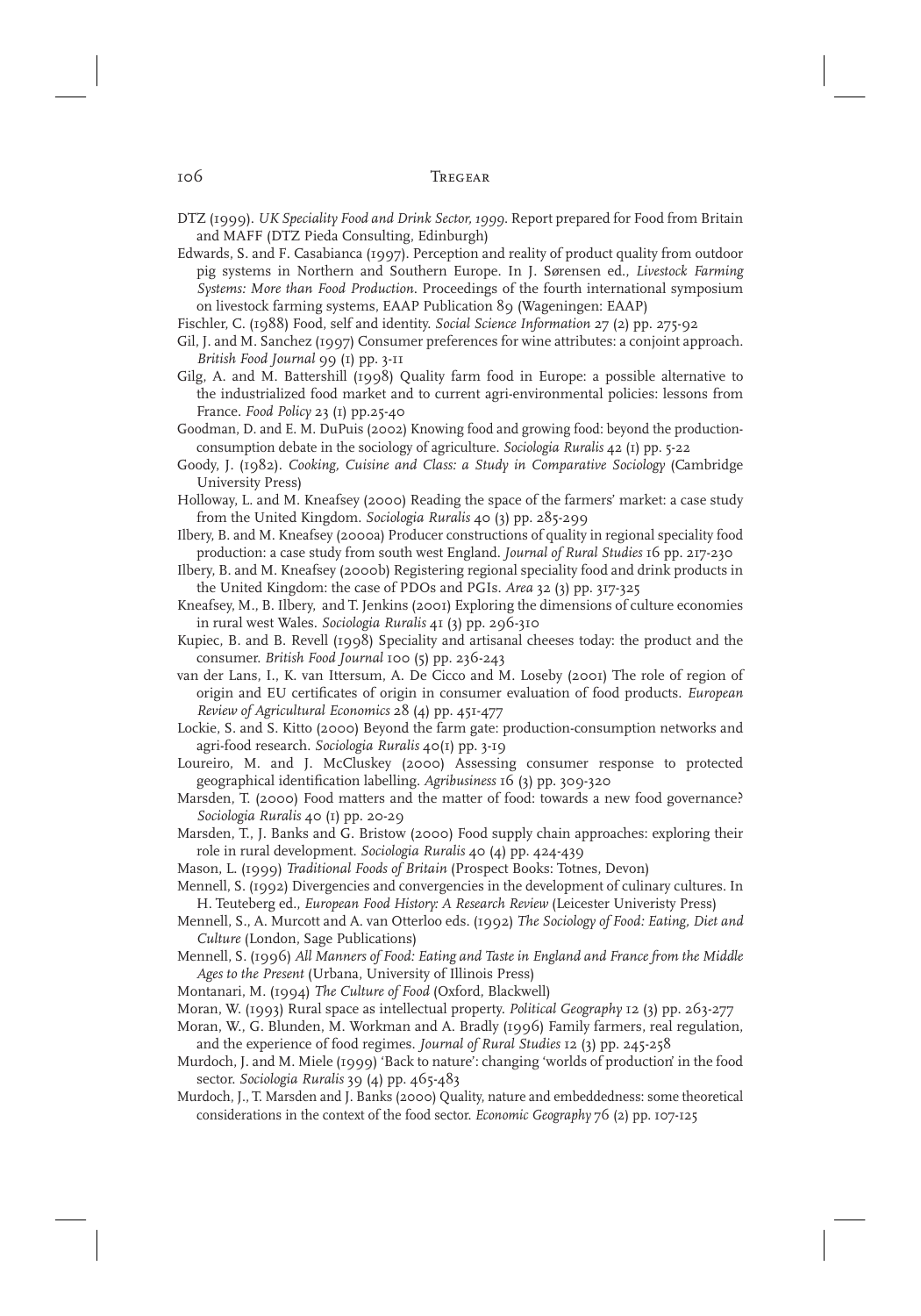DTZ (1999). *UK Speciality Food and Drink Sector, 1999*. Report prepared for Food from Britain and MAFF (DTZ Pieda Consulting, Edinburgh)

Edwards, S. and F. Casabianca (1997). Perception and reality of product quality from outdoor pig systems in Northern and Southern Europe. In J. Sørensen ed., *Livestock Farming Systems: More than Food Production*. Proceedings of the fourth international symposium on livestock farming systems, EAAP Publication 89 (Wageningen: EAAP)

Fischler, C. (1988) Food, self and identity. *Social Science Information* 27 (2) pp. 275-92

Gil, J. and M. Sanchez (1997) Consumer preferences for wine attributes: a conjoint approach. *British Food Journal* 99 (1) pp. 3-11

Gilg, A. and M. Battershill (1998) Quality farm food in Europe: a possible alternative to the industrialized food market and to current agri-environmental policies: lessons from France. *Food Policy* 23 (1) pp.25-40

Goodman, D. and E. M. DuPuis (2002) Knowing food and growing food: beyond the production-consumption debate in the sociology of agriculture. *Sociologia Ruralis* 42 (1) pp. 5-22

Goody, J. (1982). *Cooking, Cuisine and Class: a Study in Comparative Sociology* (Cambridge University Press)

Holloway, L. and M. Kneafsey (2000) Reading the space of the farmers' market: a case study from the United Kingdom. *Sociologia Ruralis* 40 (3) pp. 285-299

Ilbery, B. and M. Kneafsey (2000a) Producer constructions of quality in regional speciality food production: a case study from south west England. *Journal of Rural Studies* 16 pp. 217-230

Ilbery, B. and M. Kneafsey (2000b) Registering regional speciality food and drink products in the United Kingdom: the case of PDOs and PGIs. *Area* 32 (3) pp. 317-325

Kneafsey, M., B. Ilbery, and T. Jenkins (2001) Exploring the dimensions of culture economies in rural west Wales. *Sociologia Ruralis* 41 (3) pp. 296-310

Kupiec, B. and B. Revell (1998) Speciality and artisanal cheeses today: the product and the consumer. *British Food Journal* 100 (5) pp. 236-243

van der Lans, I., K. van Ittersum, A. De Cicco and M. Loseby (2001) The role of region of origin and EU certificates of origin in consumer evaluation of food products. *European Review of Agricultural Economics* 28 (4) pp. 451-477

Lockie, S. and S. Kitto (2000) Beyond the farm gate: production-consumption networks and agri-food research. *Sociologia Ruralis* 40(1) pp. 3-19

Loureiro, M. and J. McCluskey (2000) Assessing consumer response to protected geographical identification labelling. *Agribusiness* 16 (3) pp. 309-320

Marsden, T. (2000) Food matters and the matter of food: towards a new food governance? *Sociologia Ruralis* 40 (1) pp. 20-29

Marsden, T., J. Banks and G. Bristow (2000) Food supply chain approaches: exploring their role in rural development. *Sociologia Ruralis* 40 (4) pp. 424-439

Mason, L. (1999) *Traditional Foods of Britain* (Prospect Books: Totnes, Devon)

Mennell, S. (1992) Divergencies and convergencies in the development of culinary cultures. In H. Teuteberg ed., *European Food History: A Research Review* (Leicester Univeristy Press)

Mennell, S., A. Murcott and A. van Otterloo eds. (1992) *The Sociology of Food: Eating, Diet and Culture* (London, Sage Publications)

Mennell, S. (1996) *All Manners of Food: Eating and Taste in England and France from the Middle Ages to the Present* (Urbana, University of Illinois Press)

Montanari, M. (1994) *The Culture of Food* (Oxford, Blackwell)

Moran, W. (1993) Rural space as intellectual property. *Political Geography* 12 (3) pp. 263-277

Moran, W., G. Blunden, M. Workman and A. Bradly (1996) Family farmers, real regulation, and the experience of food regimes. *Journal of Rural Studies* 12 (3) pp. 245-258

Murdoch, J. and M. Miele (1999) 'Back to nature': changing 'worlds of production' in the food sector. *Sociologia Ruralis* 39 (4) pp. 465-483

Murdoch, J., T. Marsden and J. Banks (2000) Quality, nature and embeddedness: some theoretical considerations in the context of the food sector. *Economic Geography* 76 (2) pp. 107-125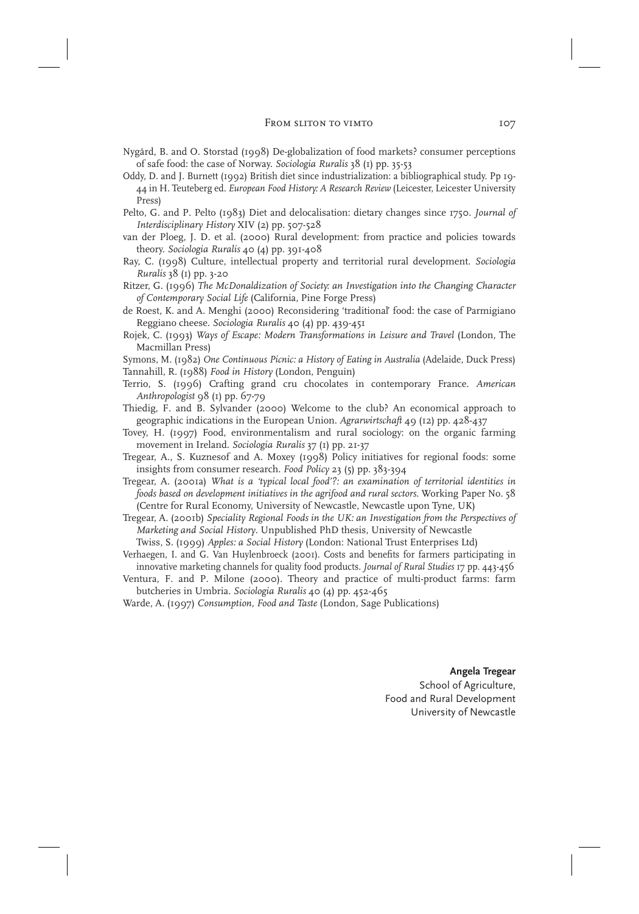Nygård, B. and O. Storstad (1998) De-globalization of food markets? consumer perceptions of safe food: the case of Norway. *Sociologia Ruralis* 38 (1) pp. 35-53

Oddy, D. and J. Burnett (1992) British diet since industrialization: a bibliographical study. Pp 19-44 in H. Teuteberg ed. *European Food History: A Research Review* (Leicester, Leicester University Press)

Pelto, G. and P. Pelto (1983) Diet and delocalisation: dietary changes since 1750. *Journal of Interdisciplinary History* XIV (2) pp. 507-528

van der Ploeg, J. D. et al. (2000) Rural development: from practice and policies towards theory. *Sociologia Ruralis* 40 (4) pp. 391-408

Ray, C. (1998) Culture, intellectual property and territorial rural development. *Sociologia Ruralis* 38 (1) pp. 3-20

Ritzer, G. (1996) *The McDonaldization of Society: an Investigation into the Changing Character of Contemporary Social Life* (California, Pine Forge Press)

de Roest, K. and A. Menghi (2000) Reconsidering 'traditional' food: the case of Parmigiano Reggiano cheese. *Sociologia Ruralis* 40 (4) pp. 439-451

Rojek, C. (1993) *Ways of Escape: Modern Transformations in Leisure and Travel* (London, The Macmillan Press)

Symons, M. (1982) *One Continuous Picnic: a History of Eating in Australia* (Adelaide, Duck Press)

Tannahill, R. (1988) *Food in History* (London, Penguin)

Terrio, S. (1996) Crafting grand cru chocolates in contemporary France. *American Anthropologist* 98 (1) pp. 67-79

Thiedig, F. and B. Sylvander (2000) Welcome to the club? An economical approach to geographic indications in the European Union. *Agrarwirtschaft* 49 (12) pp. 428-437

Tovey, H. (1997) Food, environmentalism and rural sociology: on the organic farming movement in Ireland. *Sociologia Ruralis* 37 (1) pp. 21-37

Tregear, A., S. Kuznesof and A. Moxey (1998) Policy initiatives for regional foods: some insights from consumer research. *Food Policy* 23 (5) pp. 383-394

Tregear, A. (2001a) *What is a 'typical local food'?: an examination of territorial identities in foods based on development initiatives in the agrifood and rural sectors*. Working Paper No. 58 (Centre for Rural Economy, University of Newcastle, Newcastle upon Tyne, UK)

Tregear, A. (2001b) *Speciality Regional Foods in the UK: an Investigation from the Perspectives of Marketing and Social History*. Unpublished PhD thesis, University of Newcastle

Twiss, S. (1999) *Apples: a Social History* (London: National Trust Enterprises Ltd)

Verhaegen, I. and G. Van Huylenbroeck (2001). Costs and benefits for farmers participating in innovative marketing channels for quality food products. *Journal of Rural Studies* 17 pp. 443-456

Ventura, F. and P. Milone (2000). Theory and practice of multi-product farms: farm butcheries in Umbria. *Sociologia Ruralis* 40 (4) pp. 452-465

Warde, A. (1997) *Consumption, Food and Taste* (London, Sage Publications)

**Angela Tregear**
School of Agriculture,
Food and Rural Development
University of Newcastle